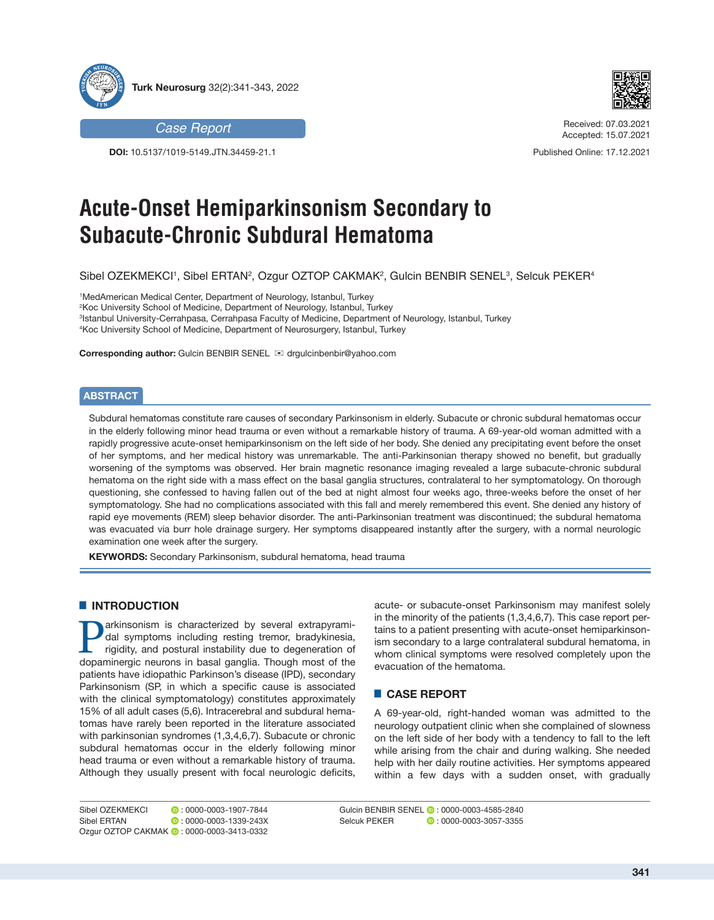Case Report

**DOI:** 10.5137/1019-5149.JTN.34459-21.1

Received: 07.03.2021
Accepted: 15.07.2021

Published Online: 17.12.2021

# Acute-Onset Hemiparkinsonism Secondary to Subacute-Chronic Subdural Hematoma

Sibel OZEKMEKCI[1], Sibel ERTAN[2], Ozgur OZTOP CAKMAK[2], Gulcin BENBIR SENEL[3], Selcuk PEKER[4]

[1]MedAmerican Medical Center, Department of Neurology, Istanbul, Turkey
[2]Koc University School of Medicine, Department of Neurology, Istanbul, Turkey
[3]Istanbul University-Cerrahpasa, Cerrahpasa Faculty of Medicine, Department of Neurology, Istanbul, Turkey
[4]Koc University School of Medicine, Department of Neurosurgery, Istanbul, Turkey

**Corresponding author:** Gulcin BENBIR SENEL ✉ drgulcinbenbir@yahoo.com

## ABSTRACT

Subdural hematomas constitute rare causes of secondary Parkinsonism in elderly. Subacute or chronic subdural hematomas occur in the elderly following minor head trauma or even without a remarkable history of trauma. A 69-year-old woman admitted with a rapidly progressive acute-onset hemiparkinsonism on the left side of her body. She denied any precipitating event before the onset of her symptoms, and her medical history was unremarkable. The anti-Parkinsonian therapy showed no benefit, but gradually worsening of the symptoms was observed. Her brain magnetic resonance imaging revealed a large subacute-chronic subdural hematoma on the right side with a mass effect on the basal ganglia structures, contralateral to her symptomatology. On thorough questioning, she confessed to having fallen out of the bed at night almost four weeks ago, three-weeks before the onset of her symptomatology. She had no complications associated with this fall and merely remembered this event. She denied any history of rapid eye movements (REM) sleep behavior disorder. The anti-Parkinsonian treatment was discontinued; the subdural hematoma was evacuated via burr hole drainage surgery. Her symptoms disappeared instantly after the surgery, with a normal neurologic examination one week after the surgery.

**KEYWORDS:** Secondary Parkinsonism, subdural hematoma, head trauma

## INTRODUCTION

Parkinsonism is characterized by several extrapyramidal symptoms including resting tremor, bradykinesia, rigidity, and postural instability due to degeneration of dopaminergic neurons in basal ganglia. Though most of the patients have idiopathic Parkinson's disease (IPD), secondary Parkinsonism (SP, in which a specific cause is associated with the clinical symptomatology) constitutes approximately 15% of all adult cases (5,6). Intracerebral and subdural hematomas have rarely been reported in the literature associated with parkinsonian syndromes (1,3,4,6,7). Subacute or chronic subdural hematomas occur in the elderly following minor head trauma or even without a remarkable history of trauma. Although they usually present with focal neurologic deficits, acute- or subacute-onset Parkinsonism may manifest solely in the minority of the patients (1,3,4,6,7). This case report pertains to a patient presenting with acute-onset hemiparkinsonism secondary to a large contralateral subdural hematoma, in whom clinical symptoms were resolved completely upon the evacuation of the hematoma.

## CASE REPORT

A 69-year-old, right-handed woman was admitted to the neurology outpatient clinic when she complained of slowness on the left side of her body with a tendency to fall to the left while arising from the chair and during walking. She needed help with her daily routine activities. Her symptoms appeared within a few days with a sudden onset, with gradually

Sibel OZEKMEKCI : 0000-0003-1907-7844
Sibel ERTAN : 0000-0003-1339-243X
Ozgur OZTOP CAKMAK : 0000-0003-3413-0332
Gulcin BENBIR SENEL : 0000-0003-4585-2840
Selcuk PEKER : 0000-0003-3057-3355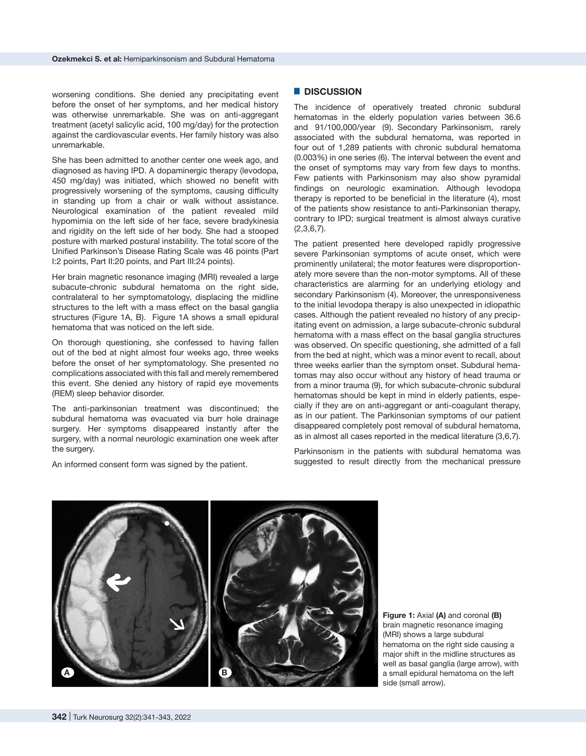worsening conditions. She denied any precipitating event before the onset of her symptoms, and her medical history was otherwise unremarkable. She was on anti-aggregant treatment (acetyl salicylic acid, 100 mg/day) for the protection against the cardiovascular events. Her family history was also unremarkable.

She has been admitted to another center one week ago, and diagnosed as having IPD. A dopaminergic therapy (levodopa, 450 mg/day) was initiated, which showed no benefit with progressively worsening of the symptoms, causing difficulty in standing up from a chair or walk without assistance. Neurological examination of the patient revealed mild hypomimia on the left side of her face, severe bradykinesia and rigidity on the left side of her body. She had a stooped posture with marked postural instability. The total score of the Unified Parkinson's Disease Rating Scale was 46 points (Part I:2 points, Part II:20 points, and Part III:24 points).

Her brain magnetic resonance imaging (MRI) revealed a large subacute-chronic subdural hematoma on the right side, contralateral to her symptomatology, displacing the midline structures to the left with a mass effect on the basal ganglia structures (Figure 1A, B). Figure 1A shows a small epidural hematoma that was noticed on the left side.

On thorough questioning, she confessed to having fallen out of the bed at night almost four weeks ago, three weeks before the onset of her symptomatology. She presented no complications associated with this fall and merely remembered this event. She denied any history of rapid eye movements (REM) sleep behavior disorder.

The anti-parkinsonian treatment was discontinued; the subdural hematoma was evacuated via burr hole drainage surgery. Her symptoms disappeared instantly after the surgery, with a normal neurologic examination one week after the surgery.

An informed consent form was signed by the patient.

## DISCUSSION

The incidence of operatively treated chronic subdural hematomas in the elderly population varies between 36.6 and 91/100,000/year (9). Secondary Parkinsonism, rarely associated with the subdural hematoma, was reported in four out of 1,289 patients with chronic subdural hematoma (0.003%) in one series (6). The interval between the event and the onset of symptoms may vary from few days to months. Few patients with Parkinsonism may also show pyramidal findings on neurologic examination. Although levodopa therapy is reported to be beneficial in the literature (4), most of the patients show resistance to anti-Parkinsonian therapy, contrary to IPD; surgical treatment is almost always curative (2,3,6,7).

The patient presented here developed rapidly progressive severe Parkinsonian symptoms of acute onset, which were prominently unilateral; the motor features were disproportionately more severe than the non-motor symptoms. All of these characteristics are alarming for an underlying etiology and secondary Parkinsonism (4). Moreover, the unresponsiveness to the initial levodopa therapy is also unexpected in idiopathic cases. Although the patient revealed no history of any precipitating event on admission, a large subacute-chronic subdural hematoma with a mass effect on the basal ganglia structures was observed. On specific questioning, she admitted of a fall from the bed at night, which was a minor event to recall, about three weeks earlier than the symptom onset. Subdural hematomas may also occur without any history of head trauma or from a minor trauma (9), for which subacute-chronic subdural hematomas should be kept in mind in elderly patients, especially if they are on anti-aggregant or anti-coagulant therapy, as in our patient. The Parkinsonian symptoms of our patient disappeared completely post removal of subdural hematoma, as in almost all cases reported in the medical literature (3,6,7).

Parkinsonism in the patients with subdural hematoma was suggested to result directly from the mechanical pressure

**Figure 1:** Axial **(A)** and coronal **(B)** brain magnetic resonance imaging (MRI) shows a large subdural hematoma on the right side causing a major shift in the midline structures as well as basal ganglia (large arrow), with a small epidural hematoma on the left side (small arrow).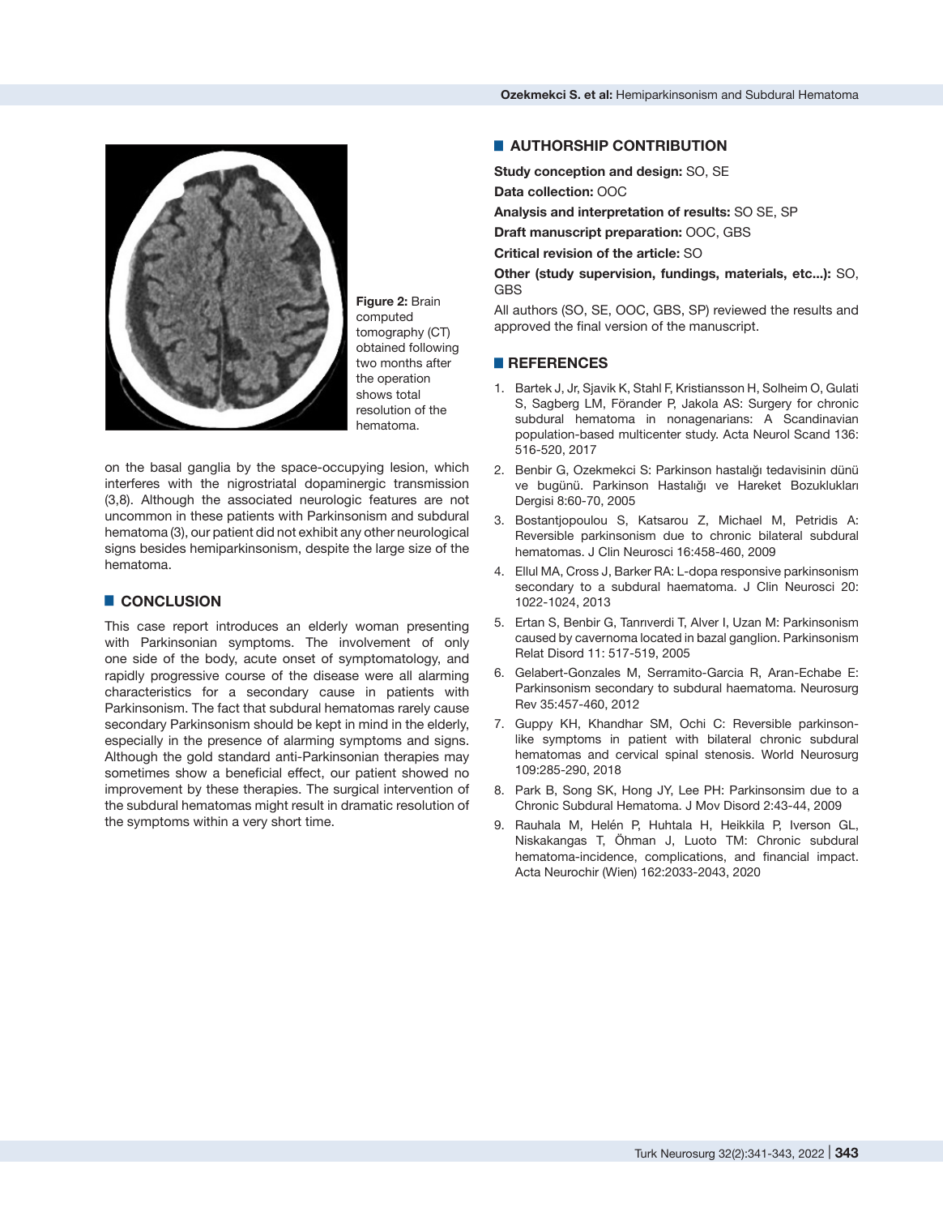Figure 2: Brain computed tomography (CT) obtained following two months after the operation shows total resolution of the hematoma.

on the basal ganglia by the space-occupying lesion, which interferes with the nigrostriatal dopaminergic transmission (3,8). Although the associated neurologic features are not uncommon in these patients with Parkinsonism and subdural hematoma (3), our patient did not exhibit any other neurological signs besides hemiparkinsonism, despite the large size of the hematoma.

## CONCLUSION

This case report introduces an elderly woman presenting with Parkinsonian symptoms. The involvement of only one side of the body, acute onset of symptomatology, and rapidly progressive course of the disease were all alarming characteristics for a secondary cause in patients with Parkinsonism. The fact that subdural hematomas rarely cause secondary Parkinsonism should be kept in mind in the elderly, especially in the presence of alarming symptoms and signs. Although the gold standard anti-Parkinsonian therapies may sometimes show a beneficial effect, our patient showed no improvement by these therapies. The surgical intervention of the subdural hematomas might result in dramatic resolution of the symptoms within a very short time.

## AUTHORSHIP CONTRIBUTION

**Study conception and design:** SO, SE

**Data collection:** OOC

**Analysis and interpretation of results:** SO SE, SP

**Draft manuscript preparation:** OOC, GBS

**Critical revision of the article:** SO

**Other (study supervision, fundings, materials, etc...):** SO, GBS

All authors (SO, SE, OOC, GBS, SP) reviewed the results and approved the final version of the manuscript.

## REFERENCES

1. Bartek J, Jr, Sjavik K, Stahl F, Kristiansson H, Solheim O, Gulati S, Sagberg LM, Förander P, Jakola AS: Surgery for chronic subdural hematoma in nonagenarians: A Scandinavian population-based multicenter study. Acta Neurol Scand 136: 516-520, 2017
2. Benbir G, Ozekmekci S: Parkinson hastalığı tedavisinin dünü ve bugünü. Parkinson Hastalığı ve Hareket Bozuklukları Dergisi 8:60-70, 2005
3. Bostantjopoulou S, Katsarou Z, Michael M, Petridis A: Reversible parkinsonism due to chronic bilateral subdural hematomas. J Clin Neurosci 16:458-460, 2009
4. Ellul MA, Cross J, Barker RA: L-dopa responsive parkinsonism secondary to a subdural haematoma. J Clin Neurosci 20: 1022-1024, 2013
5. Ertan S, Benbir G, Tanrıverdi T, Alver I, Uzan M: Parkinsonism caused by cavernoma located in bazal ganglion. Parkinsonism Relat Disord 11: 517-519, 2005
6. Gelabert-Gonzales M, Serramito-Garcia R, Aran-Echabe E: Parkinsonism secondary to subdural haematoma. Neurosurg Rev 35:457-460, 2012
7. Guppy KH, Khandhar SM, Ochi C: Reversible parkinson-like symptoms in patient with bilateral chronic subdural hematomas and cervical spinal stenosis. World Neurosurg 109:285-290, 2018
8. Park B, Song SK, Hong JY, Lee PH: Parkinsonsim due to a Chronic Subdural Hematoma. J Mov Disord 2:43-44, 2009
9. Rauhala M, Helén P, Huhtala H, Heikkila P, Iverson GL, Niskakangas T, Öhman J, Luoto TM: Chronic subdural hematoma-incidence, complications, and financial impact. Acta Neurochir (Wien) 162:2033-2043, 2020